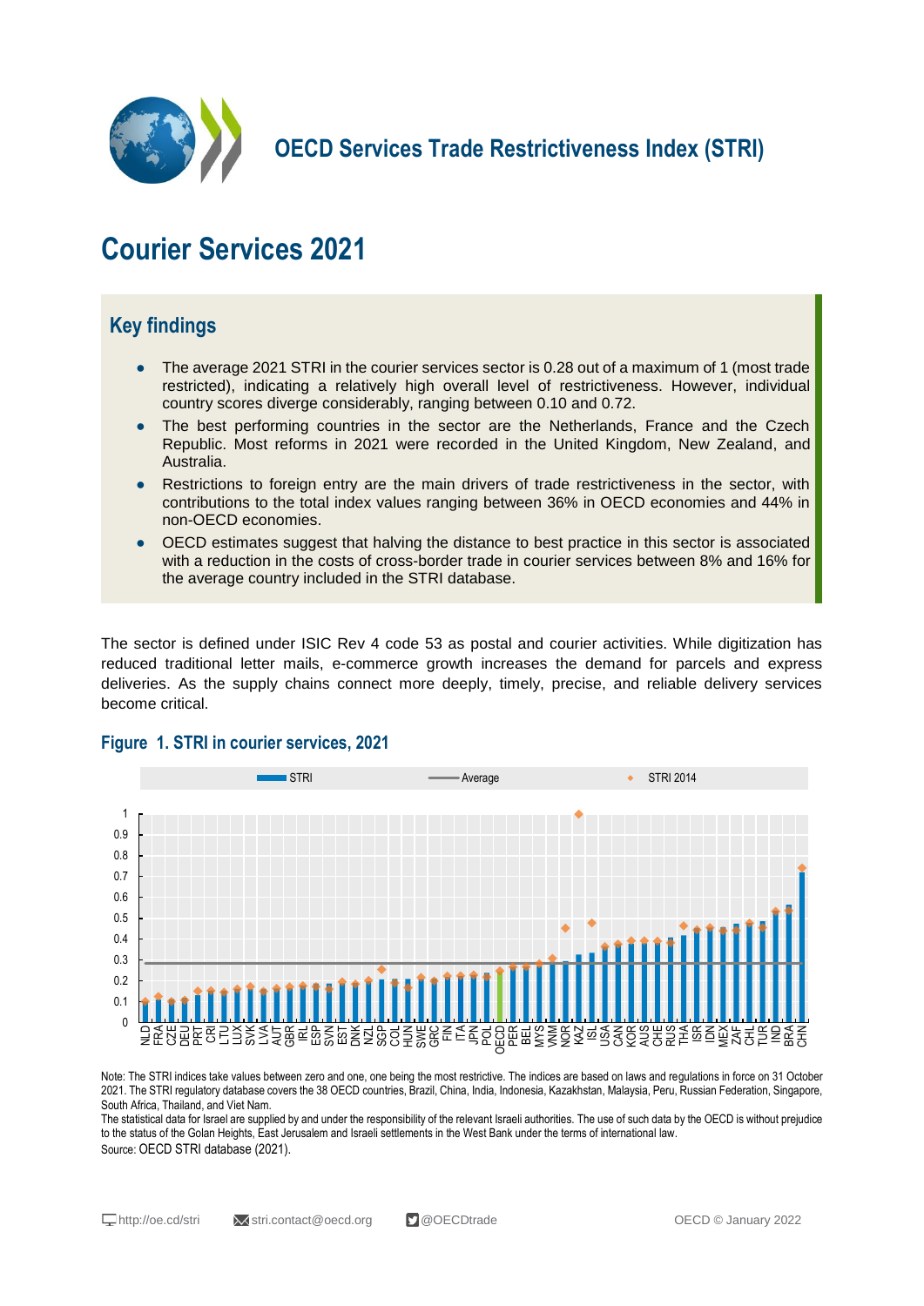# OECD Services Trade Restrictiveness Index (STRI)

# Courier Services 2021

## Key findings

- The average 2021 STRI in the courier services sector is 0.28 out of a maximum of 1 (most trade restricted), indicating a relatively high overall level of restrictiveness. However, individual country scores diverge considerably, ranging between 0.10 and 0.72.
- The best performing countries in the sector are the Netherlands, France and the Czech Republic. Most reforms in 2021 were recorded in the United Kingdom, New Zealand, and Australia.
- Restrictions to foreign entry are the main drivers of trade restrictiveness in the sector, with contributions to the total index values ranging between 36% in OECD economies and 44% in non-OECD economies.
- OECD estimates suggest that halving the distance to best practice in this sector is associated with a reduction in the costs of cross-border trade in courier services between 8% and 16% for the average country included in the STRI database.

The sector is defined under ISIC Rev 4 code 53 as postal and courier activities. While digitization has reduced traditional letter mails, e-commerce growth increases the demand for parcels and express deliveries. As the supply chains connect more deeply, timely, precise, and reliable delivery services become critical.

### Figure 1. STRI in courier services, 2021

Legend: STRI; Average; STRI 2014

Countries (in order): NLD, FRA, CZE, DEU, PRT, CRI, LTU, LUX, SVK, LVA, AUT, GBR, IRL, ESP, SVN, EST, DNK, NZL, SGP, COL, HUN, SWE, GRC, FIN, ITA, JPN, POL, OECD, PER, BEL, MYS, VNM, NOR, KAZ, ISL, USA, CAN, KOR, AUS, CHE, RUS, THA, ISR, IDN, MEX, ZAF, CHL, TUR, IND, BRA, CHN

Note: The STRI indices take values between zero and one, one being the most restrictive. The indices are based on laws and regulations in force on 31 October 2021. The STRI regulatory database covers the 38 OECD countries, Brazil, China, India, Indonesia, Kazakhstan, Malaysia, Peru, Russian Federation, Singapore, South Africa, Thailand, and Viet Nam.

The statistical data for Israel are supplied by and under the responsibility of the relevant Israeli authorities. The use of such data by the OECD is without prejudice to the status of the Golan Heights, East Jerusalem and Israeli settlements in the West Bank under the terms of international law.

Source: OECD STRI database (2021).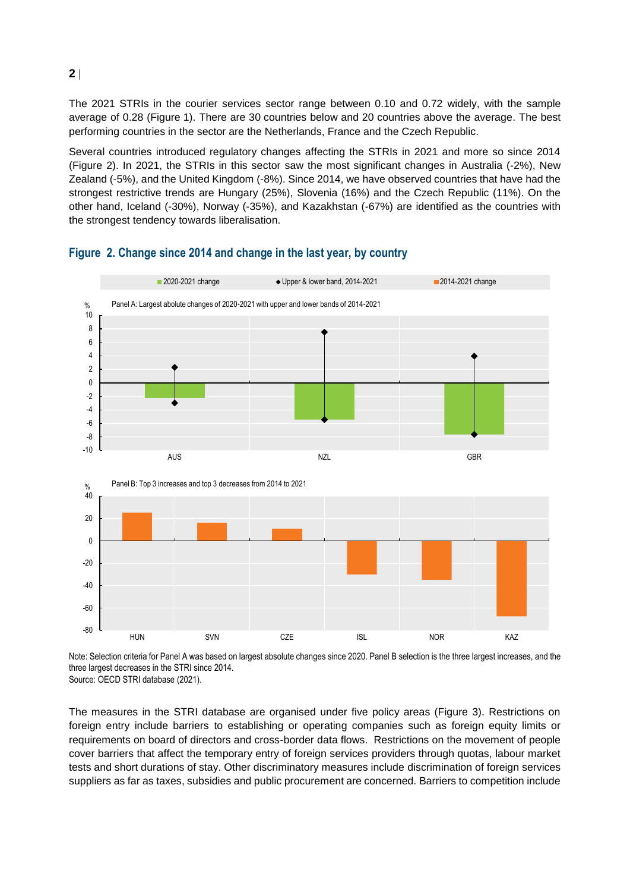The 2021 STRIs in the courier services sector range between 0.10 and 0.72 widely, with the sample average of 0.28 (Figure 1). There are 30 countries below and 20 countries above the average. The best performing countries in the sector are the Netherlands, France and the Czech Republic.

Several countries introduced regulatory changes affecting the STRIs in 2021 and more so since 2014 (Figure 2). In 2021, the STRIs in this sector saw the most significant changes in Australia (-2%), New Zealand (-5%), and the United Kingdom (-8%). Since 2014, we have observed countries that have had the strongest restrictive trends are Hungary (25%), Slovenia (16%) and the Czech Republic (11%). On the other hand, Iceland (-30%), Norway (-35%), and Kazakhstan (-67%) are identified as the countries with the strongest tendency towards liberalisation.

## Figure 2. Change since 2014 and change in the last year, by country

2020-2021 change | Upper & lower band, 2014-2021 | 2014-2021 change

Panel A: Largest abolute changes of 2020-2021 with upper and lower bands of 2014-2021

Panel B: Top 3 increases and top 3 decreases from 2014 to 2021

Note: Selection criteria for Panel A was based on largest absolute changes since 2020. Panel B selection is the three largest increases, and the three largest decreases in the STRI since 2014.
Source: OECD STRI database (2021).

The measures in the STRI database are organised under five policy areas (Figure 3). Restrictions on foreign entry include barriers to establishing or operating companies such as foreign equity limits or requirements on board of directors and cross-border data flows. Restrictions on the movement of people cover barriers that affect the temporary entry of foreign services providers through quotas, labour market tests and short durations of stay. Other discriminatory measures include discrimination of foreign services suppliers as far as taxes, subsidies and public procurement are concerned. Barriers to competition include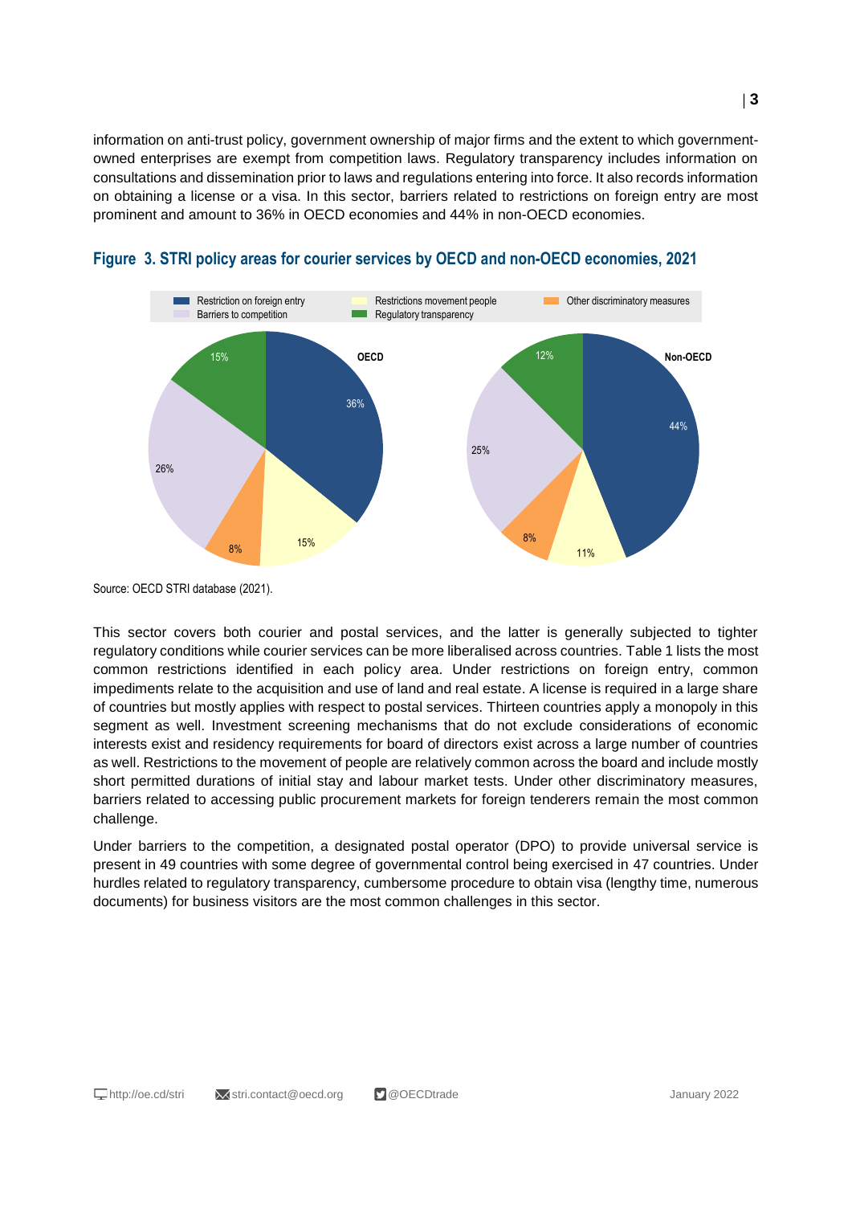information on anti-trust policy, government ownership of major firms and the extent to which government-owned enterprises are exempt from competition laws. Regulatory transparency includes information on consultations and dissemination prior to laws and regulations entering into force. It also records information on obtaining a license or a visa. In this sector, barriers related to restrictions on foreign entry are most prominent and amount to 36% in OECD economies and 44% in non-OECD economies.

### Figure 3. STRI policy areas for courier services by OECD and non-OECD economies, 2021

Source: OECD STRI database (2021).

This sector covers both courier and postal services, and the latter is generally subjected to tighter regulatory conditions while courier services can be more liberalised across countries. Table 1 lists the most common restrictions identified in each policy area. Under restrictions on foreign entry, common impediments relate to the acquisition and use of land and real estate. A license is required in a large share of countries but mostly applies with respect to postal services. Thirteen countries apply a monopoly in this segment as well. Investment screening mechanisms that do not exclude considerations of economic interests exist and residency requirements for board of directors exist across a large number of countries as well. Restrictions to the movement of people are relatively common across the board and include mostly short permitted durations of initial stay and labour market tests. Under other discriminatory measures, barriers related to accessing public procurement markets for foreign tenderers remain the most common challenge.

Under barriers to the competition, a designated postal operator (DPO) to provide universal service is present in 49 countries with some degree of governmental control being exercised in 47 countries. Under hurdles related to regulatory transparency, cumbersome procedure to obtain visa (lengthy time, numerous documents) for business visitors are the most common challenges in this sector.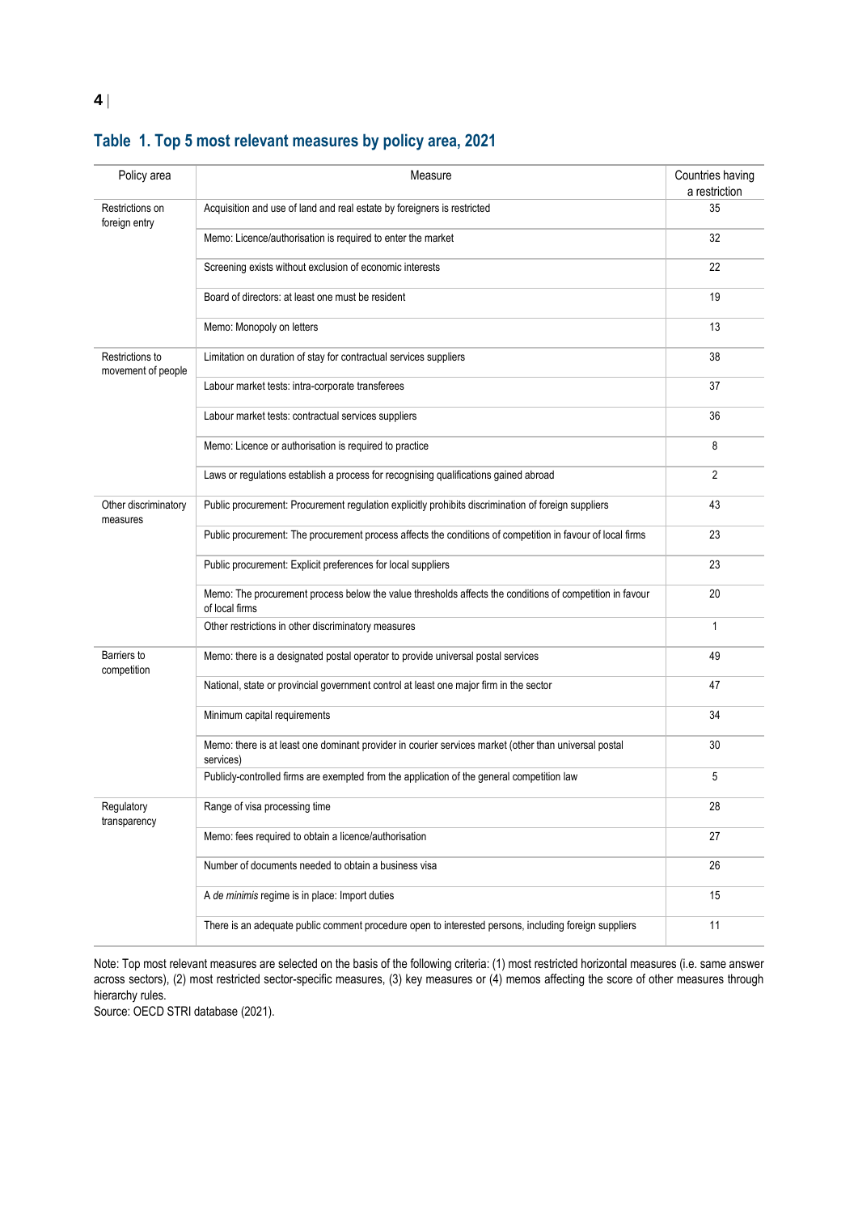## Table 1. Top 5 most relevant measures by policy area, 2021

| Policy area | Measure | Countries having a restriction |
|---|---|---|
| Restrictions on foreign entry | Acquisition and use of land and real estate by foreigners is restricted | 35 |
| | Memo: Licence/authorisation is required to enter the market | 32 |
| | Screening exists without exclusion of economic interests | 22 |
| | Board of directors: at least one must be resident | 19 |
| | Memo: Monopoly on letters | 13 |
| Restrictions to movement of people | Limitation on duration of stay for contractual services suppliers | 38 |
| | Labour market tests: intra-corporate transferees | 37 |
| | Labour market tests: contractual services suppliers | 36 |
| | Memo: Licence or authorisation is required to practice | 8 |
| | Laws or regulations establish a process for recognising qualifications gained abroad | 2 |
| Other discriminatory measures | Public procurement: Procurement regulation explicitly prohibits discrimination of foreign suppliers | 43 |
| | Public procurement: The procurement process affects the conditions of competition in favour of local firms | 23 |
| | Public procurement: Explicit preferences for local suppliers | 23 |
| | Memo: The procurement process below the value thresholds affects the conditions of competition in favour of local firms | 20 |
| | Other restrictions in other discriminatory measures | 1 |
| Barriers to competition | Memo: there is a designated postal operator to provide universal postal services | 49 |
| | National, state or provincial government control at least one major firm in the sector | 47 |
| | Minimum capital requirements | 34 |
| | Memo: there is at least one dominant provider in courier services market (other than universal postal services) | 30 |
| | Publicly-controlled firms are exempted from the application of the general competition law | 5 |
| Regulatory transparency | Range of visa processing time | 28 |
| | Memo: fees required to obtain a licence/authorisation | 27 |
| | Number of documents needed to obtain a business visa | 26 |
| | A *de minimis* regime is in place: Import duties | 15 |
| | There is an adequate public comment procedure open to interested persons, including foreign suppliers | 11 |

Note: Top most relevant measures are selected on the basis of the following criteria: (1) most restricted horizontal measures (i.e. same answer across sectors), (2) most restricted sector-specific measures, (3) key measures or (4) memos affecting the score of other measures through hierarchy rules.

Source: OECD STRI database (2021).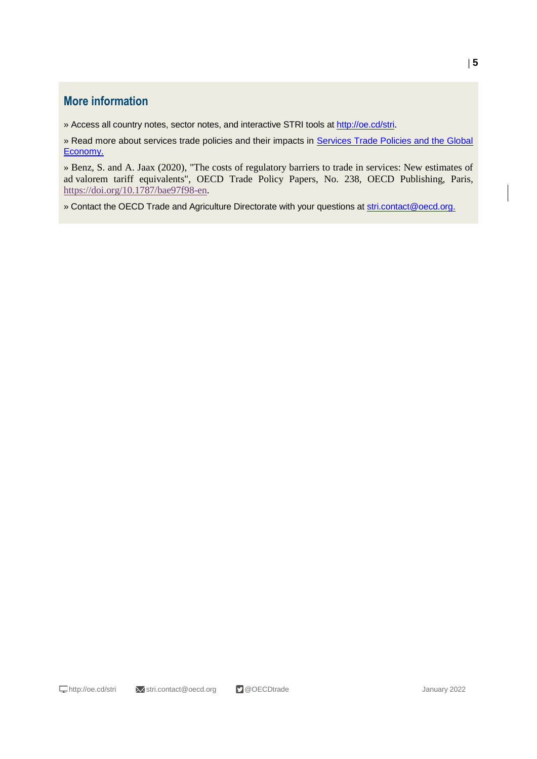## More information

» Access all country notes, sector notes, and interactive STRI tools at http://oe.cd/stri.

» Read more about services trade policies and their impacts in Services Trade Policies and the Global Economy.

» Benz, S. and A. Jaax (2020), "The costs of regulatory barriers to trade in services: New estimates of ad valorem tariff equivalents", OECD Trade Policy Papers, No. 238, OECD Publishing, Paris, https://doi.org/10.1787/bae97f98-en.

» Contact the OECD Trade and Agriculture Directorate with your questions at stri.contact@oecd.org.